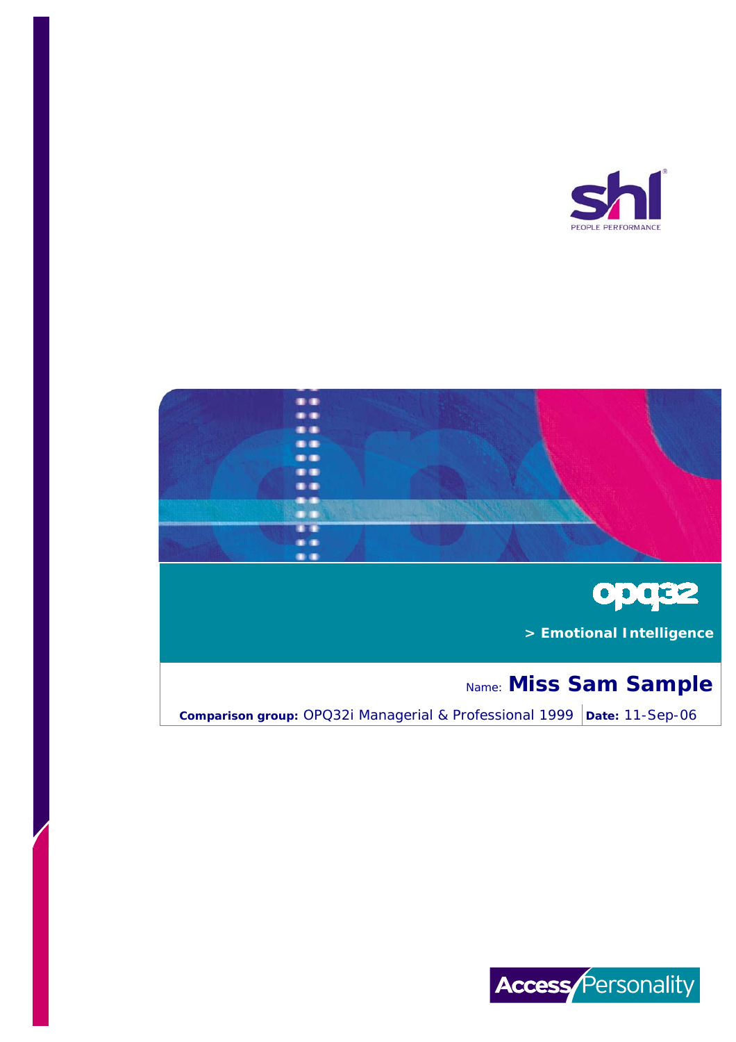shl

PEOPLE PERFORMANCE

# opq32

**> Emotional Intelligence**

Name: **Miss Sam Sample**

**Comparison group:** OPQ32i Managerial & Professional 1999 | **Date:** 11-Sep-06

Access Personality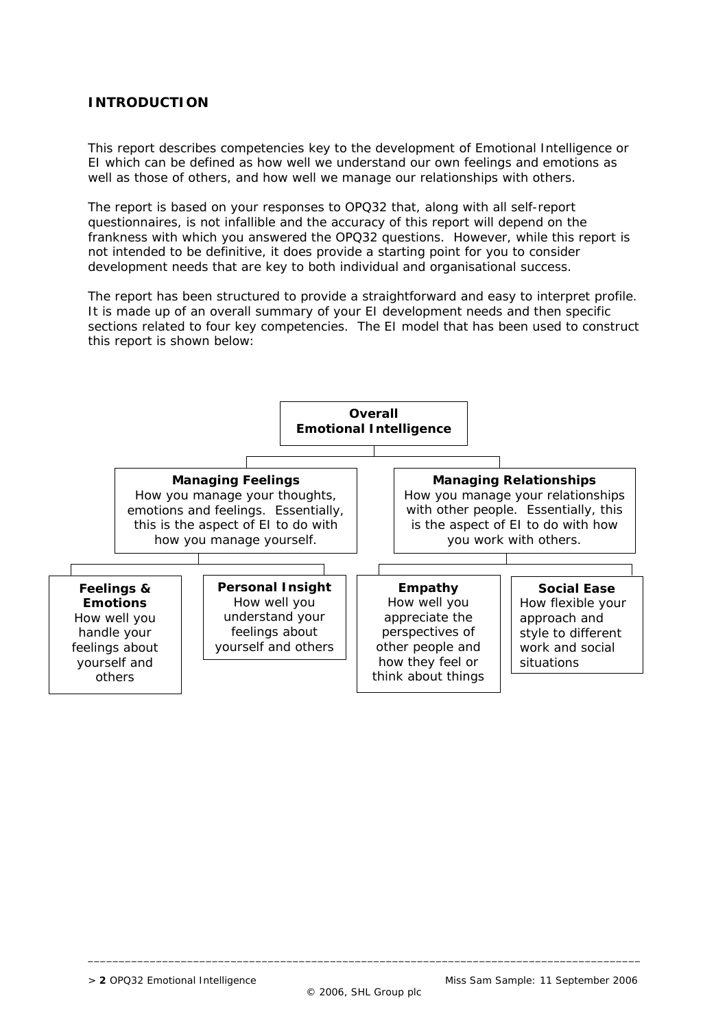## INTRODUCTION

This report describes competencies key to the development of Emotional Intelligence or EI which can be defined as how well we understand our own feelings and emotions as well as those of others, and how well we manage our relationships with others.

The report is based on your responses to OPQ32 that, along with all self-report questionnaires, is not infallible and the accuracy of this report will depend on the frankness with which you answered the OPQ32 questions. However, while this report is not intended to be definitive, it does provide a starting point for you to consider development needs that are key to both individual and organisational success.

The report has been structured to provide a straightforward and easy to interpret profile. It is made up of an overall summary of your EI development needs and then specific sections related to four key competencies. The EI model that has been used to construct this report is shown below:

**Overall Emotional Intelligence**

- **Managing Feelings**
  How you manage your thoughts, emotions and feelings. Essentially, this is the aspect of EI to do with how you manage yourself.
  - **Feelings & Emotions**
    How well you handle your feelings about yourself and others
  - **Personal Insight**
    How well you understand your feelings about yourself and others
- **Managing Relationships**
  How you manage your relationships with other people. Essentially, this is the aspect of EI to do with how you work with others.
  - **Empathy**
    How well you appreciate the perspectives of other people and how they feel or think about things
  - **Social Ease**
    How flexible your approach and style to different work and social situations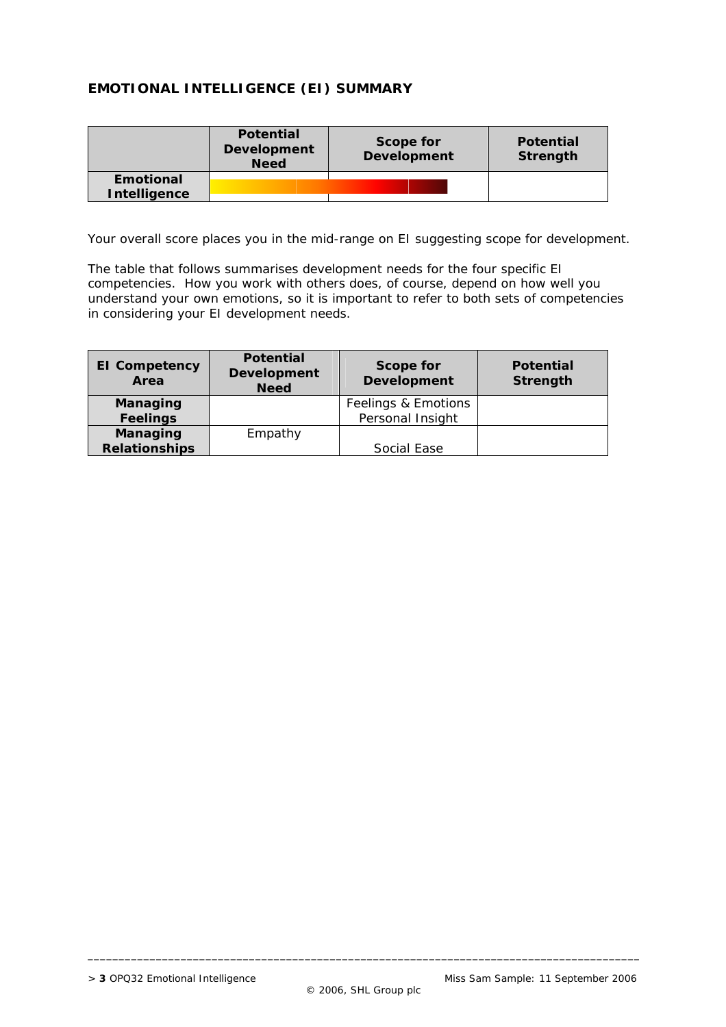## EMOTIONAL INTELLIGENCE (EI) SUMMARY

| | Potential Development Need | Scope for Development | Potential Strength |
|---|---|---|---|
| **Emotional Intelligence** | | | |

Your overall score places you in the mid-range on EI suggesting scope for development.

The table that follows summarises development needs for the four specific EI competencies. How you work with others does, of course, depend on how well you understand your own emotions, so it is important to refer to both sets of competencies in considering your EI development needs.

| EI Competency Area | Potential Development Need | Scope for Development | Potential Strength |
|---|---|---|---|
| **Managing Feelings** | | Feelings & Emotions<br>Personal Insight | |
| **Managing Relationships** | Empathy | Social Ease | |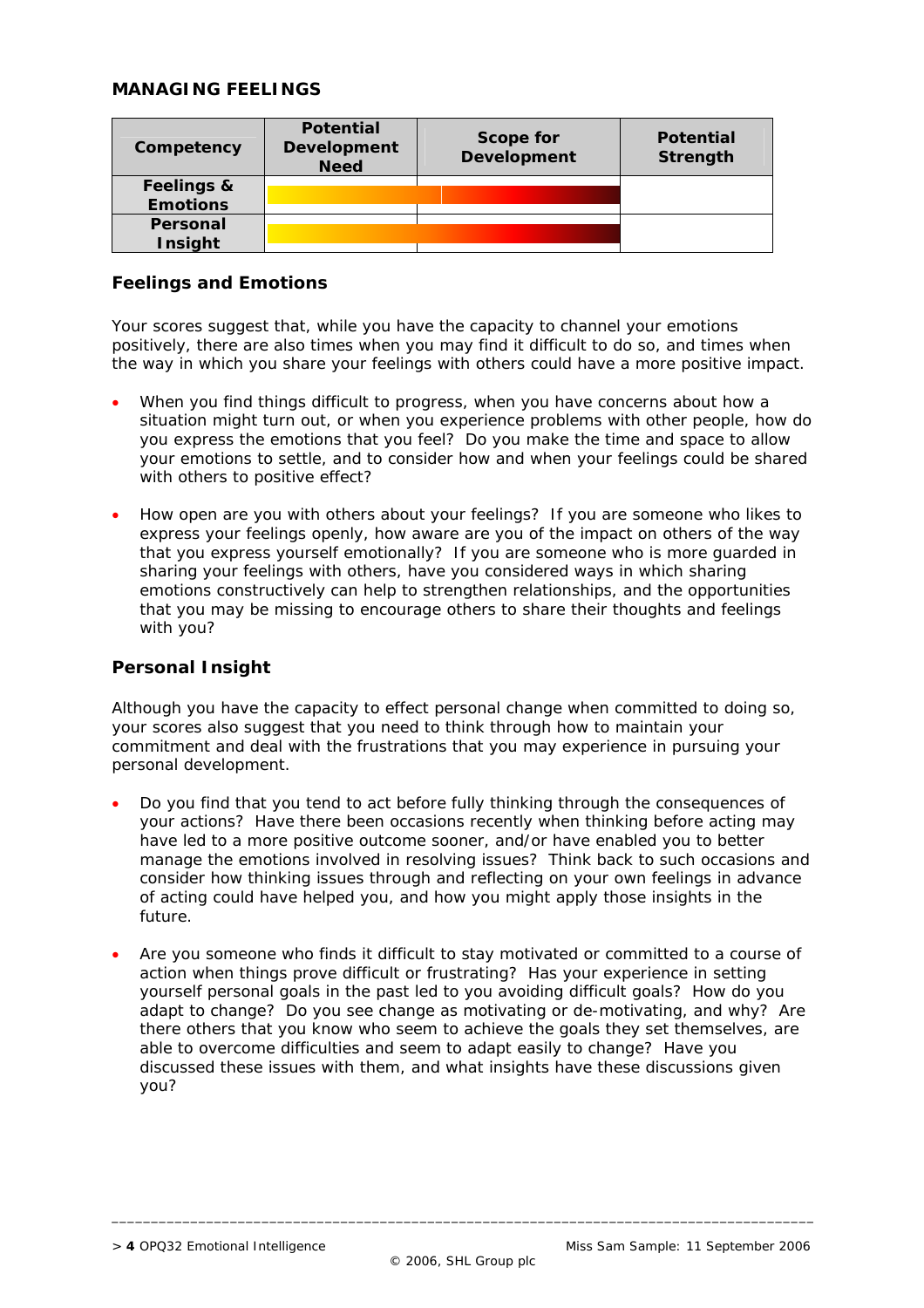## MANAGING FEELINGS

| Competency | Potential Development Need | Scope for Development | Potential Strength |
|---|---|---|---|
| Feelings & Emotions | | | |
| Personal Insight | | | |

### Feelings and Emotions

Your scores suggest that, while you have the capacity to channel your emotions positively, there are also times when you may find it difficult to do so, and times when the way in which you share your feelings with others could have a more positive impact.

- When you find things difficult to progress, when you have concerns about how a situation might turn out, or when you experience problems with other people, how do you express the emotions that you feel? Do you make the time and space to allow your emotions to settle, and to consider how and when your feelings could be shared with others to positive effect?
- How open are you with others about your feelings? If you are someone who likes to express your feelings openly, how aware are you of the impact on others of the way that you express yourself emotionally? If you are someone who is more guarded in sharing your feelings with others, have you considered ways in which sharing emotions constructively can help to strengthen relationships, and the opportunities that you may be missing to encourage others to share their thoughts and feelings with you?

### Personal Insight

Although you have the capacity to effect personal change when committed to doing so, your scores also suggest that you need to think through how to maintain your commitment and deal with the frustrations that you may experience in pursuing your personal development.

- Do you find that you tend to act before fully thinking through the consequences of your actions? Have there been occasions recently when thinking before acting may have led to a more positive outcome sooner, and/or have enabled you to better manage the emotions involved in resolving issues? Think back to such occasions and consider how thinking issues through and reflecting on your own feelings in advance of acting could have helped you, and how you might apply those insights in the future.
- Are you someone who finds it difficult to stay motivated or committed to a course of action when things prove difficult or frustrating? Has your experience in setting yourself personal goals in the past led to you avoiding difficult goals? How do you adapt to change? Do you see change as motivating or de-motivating, and why? Are there others that you know who seem to achieve the goals they set themselves, are able to overcome difficulties and seem to adapt easily to change? Have you discussed these issues with them, and what insights have these discussions given you?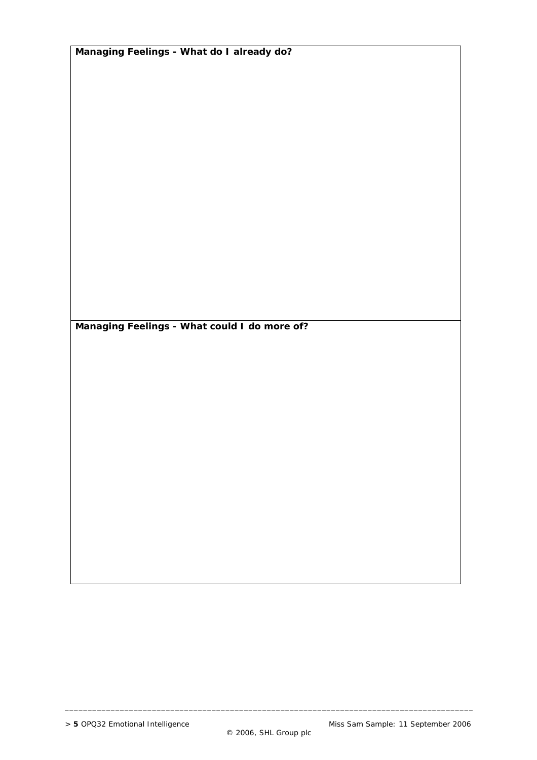**Managing Feelings - What do I already do?**

**Managing Feelings - What could I do more of?**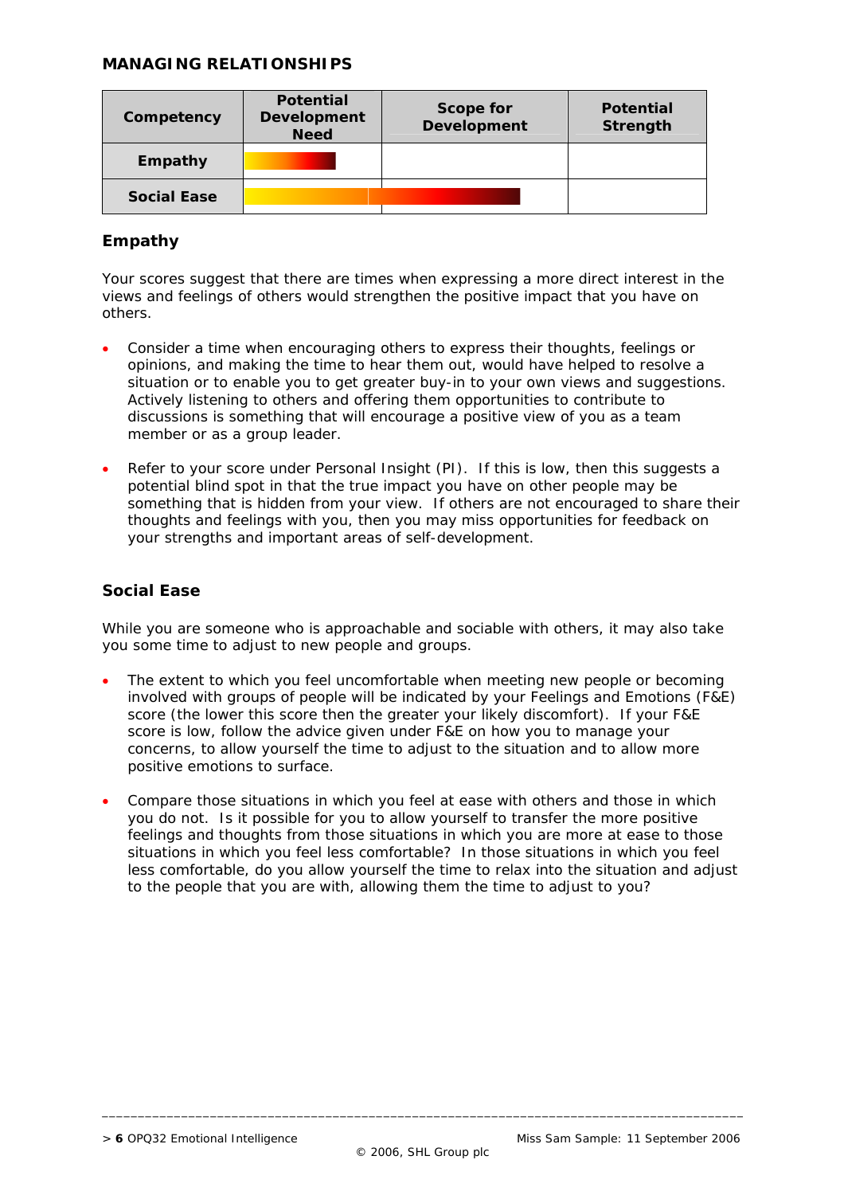## MANAGING RELATIONSHIPS

| Competency | Potential Development Need | Scope for Development | Potential Strength |
|---|---|---|---|
| **Empathy** | | | |
| **Social Ease** | | | |

### Empathy

Your scores suggest that there are times when expressing a more direct interest in the views and feelings of others would strengthen the positive impact that you have on others.

- Consider a time when encouraging others to express their thoughts, feelings or opinions, and making the time to hear them out, would have helped to resolve a situation or to enable you to get greater buy-in to your own views and suggestions. Actively listening to others and offering them opportunities to contribute to discussions is something that will encourage a positive view of you as a team member or as a group leader.

- Refer to your score under Personal Insight (PI). If this is low, then this suggests a potential blind spot in that the true impact you have on other people may be something that is hidden from your view. If others are not encouraged to share their thoughts and feelings with you, then you may miss opportunities for feedback on your strengths and important areas of self-development.

### Social Ease

While you are someone who is approachable and sociable with others, it may also take you some time to adjust to new people and groups.

- The extent to which you feel uncomfortable when meeting new people or becoming involved with groups of people will be indicated by your Feelings and Emotions (F&E) score (the lower this score then the greater your likely discomfort). If your F&E score is low, follow the advice given under F&E on how you to manage your concerns, to allow yourself the time to adjust to the situation and to allow more positive emotions to surface.

- Compare those situations in which you feel at ease with others and those in which you do not. Is it possible for you to allow yourself to transfer the more positive feelings and thoughts from those situations in which you are more at ease to those situations in which you feel less comfortable? In those situations in which you feel less comfortable, do you allow yourself the time to relax into the situation and adjust to the people that you are with, allowing them the time to adjust to you?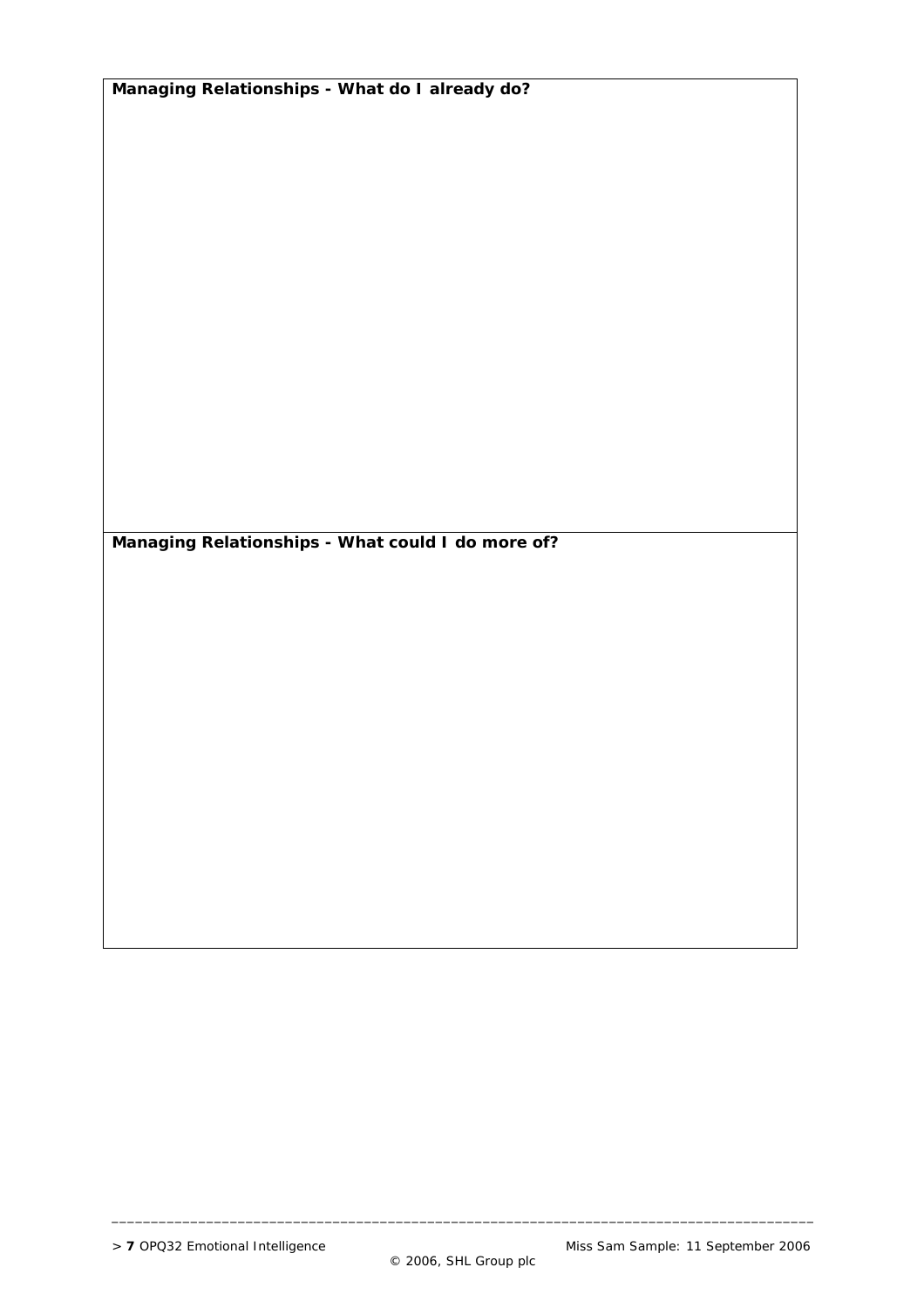**Managing Relationships - What do I already do?**

**Managing Relationships - What could I do more of?**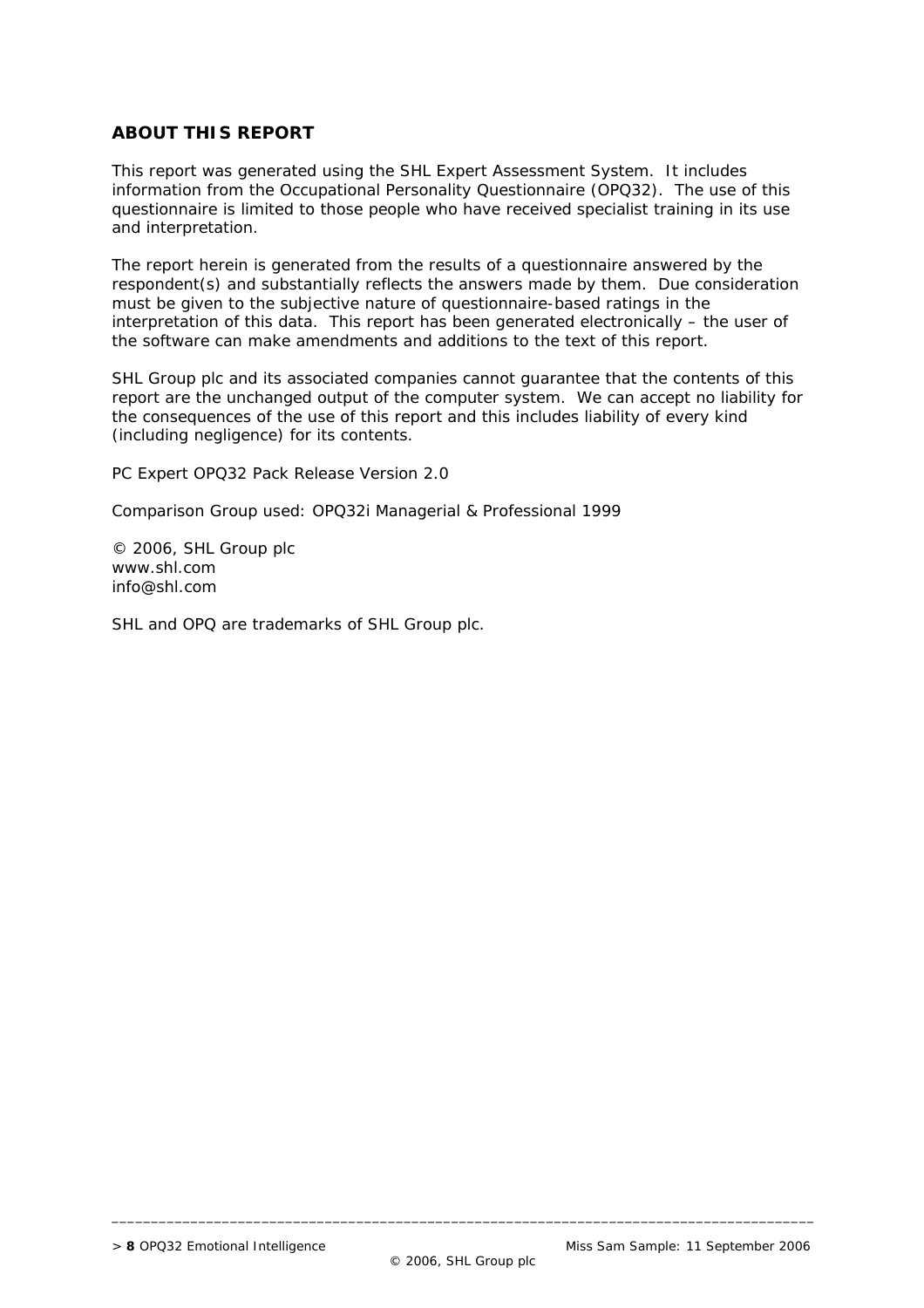## ABOUT THIS REPORT

This report was generated using the SHL Expert Assessment System. It includes information from the Occupational Personality Questionnaire (OPQ32). The use of this questionnaire is limited to those people who have received specialist training in its use and interpretation.

The report herein is generated from the results of a questionnaire answered by the respondent(s) and substantially reflects the answers made by them. Due consideration must be given to the subjective nature of questionnaire-based ratings in the interpretation of this data. This report has been generated electronically – the user of the software can make amendments and additions to the text of this report.

SHL Group plc and its associated companies cannot guarantee that the contents of this report are the unchanged output of the computer system. We can accept no liability for the consequences of the use of this report and this includes liability of every kind (including negligence) for its contents.

PC Expert OPQ32 Pack Release Version 2.0

Comparison Group used: OPQ32i Managerial & Professional 1999

© 2006, SHL Group plc
www.shl.com
info@shl.com

SHL and OPQ are trademarks of SHL Group plc.